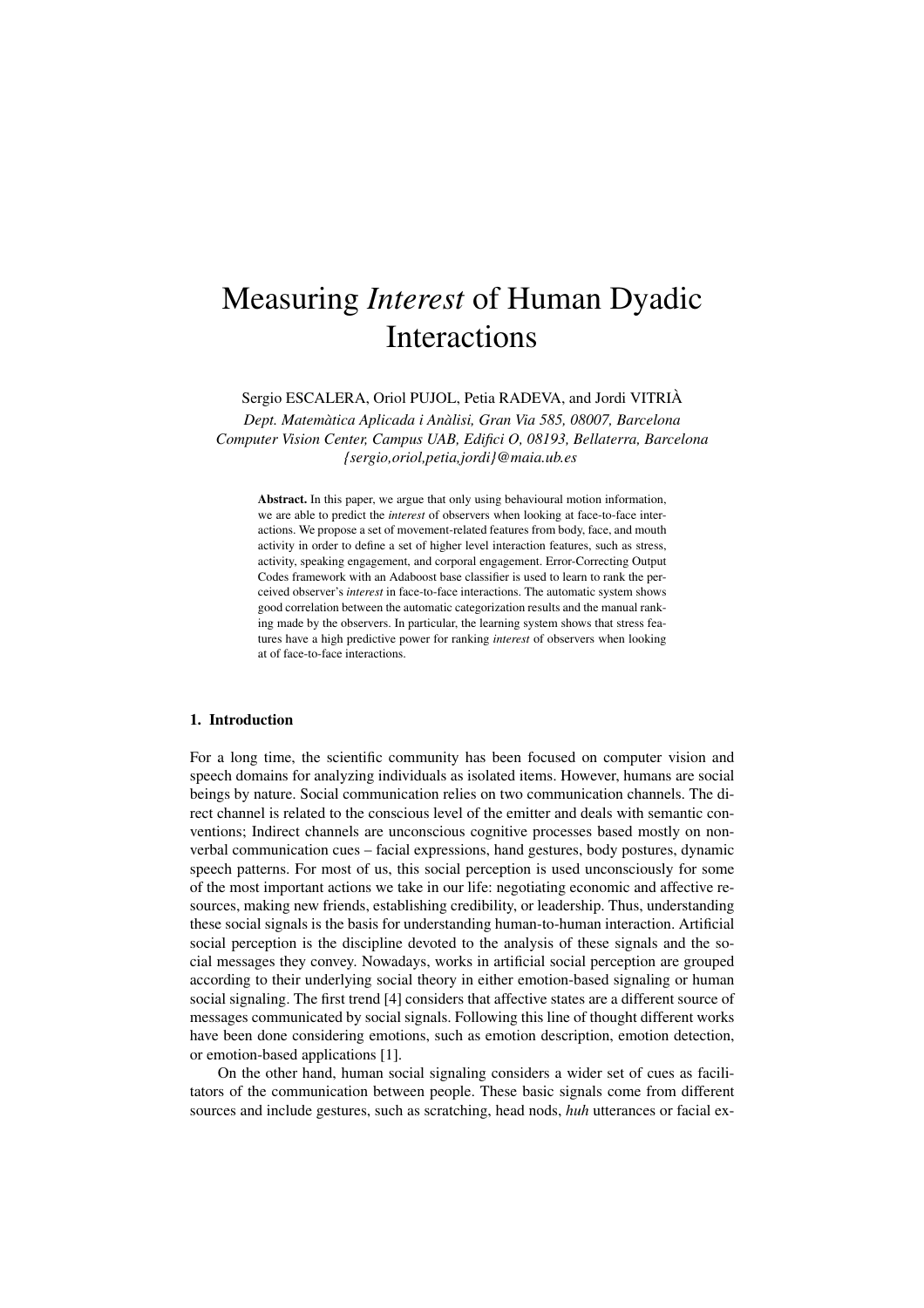# Measuring *Interest* of Human Dyadic Interactions

Sergio ESCALERA, Oriol PUJOL, Petia RADEVA, and Jordi VITRIÀ

*Dept. Matemàtica Aplicada i Anàlisi, Gran Via 585, 08007, Barcelona*
*Computer Vision Center, Campus UAB, Edifici O, 08193, Bellaterra, Barcelona*
*{sergio,oriol,petia,jordi}@maia.ub.es*

**Abstract.** In this paper, we argue that only using behavioural motion information, we are able to predict the *interest* of observers when looking at face-to-face interactions. We propose a set of movement-related features from body, face, and mouth activity in order to define a set of higher level interaction features, such as stress, activity, speaking engagement, and corporal engagement. Error-Correcting Output Codes framework with an Adaboost base classifier is used to learn to rank the perceived observer's *interest* in face-to-face interactions. The automatic system shows good correlation between the automatic categorization results and the manual ranking made by the observers. In particular, the learning system shows that stress features have a high predictive power for ranking *interest* of observers when looking at of face-to-face interactions.

## 1. Introduction

For a long time, the scientific community has been focused on computer vision and speech domains for analyzing individuals as isolated items. However, humans are social beings by nature. Social communication relies on two communication channels. The direct channel is related to the conscious level of the emitter and deals with semantic conventions; Indirect channels are unconscious cognitive processes based mostly on non-verbal communication cues – facial expressions, hand gestures, body postures, dynamic speech patterns. For most of us, this social perception is used unconsciously for some of the most important actions we take in our life: negotiating economic and affective resources, making new friends, establishing credibility, or leadership. Thus, understanding these social signals is the basis for understanding human-to-human interaction. Artificial social perception is the discipline devoted to the analysis of these signals and the social messages they convey. Nowadays, works in artificial social perception are grouped according to their underlying social theory in either emotion-based signaling or human social signaling. The first trend [4] considers that affective states are a different source of messages communicated by social signals. Following this line of thought different works have been done considering emotions, such as emotion description, emotion detection, or emotion-based applications [1].

On the other hand, human social signaling considers a wider set of cues as facilitators of the communication between people. These basic signals come from different sources and include gestures, such as scratching, head nods, *huh* utterances or facial ex-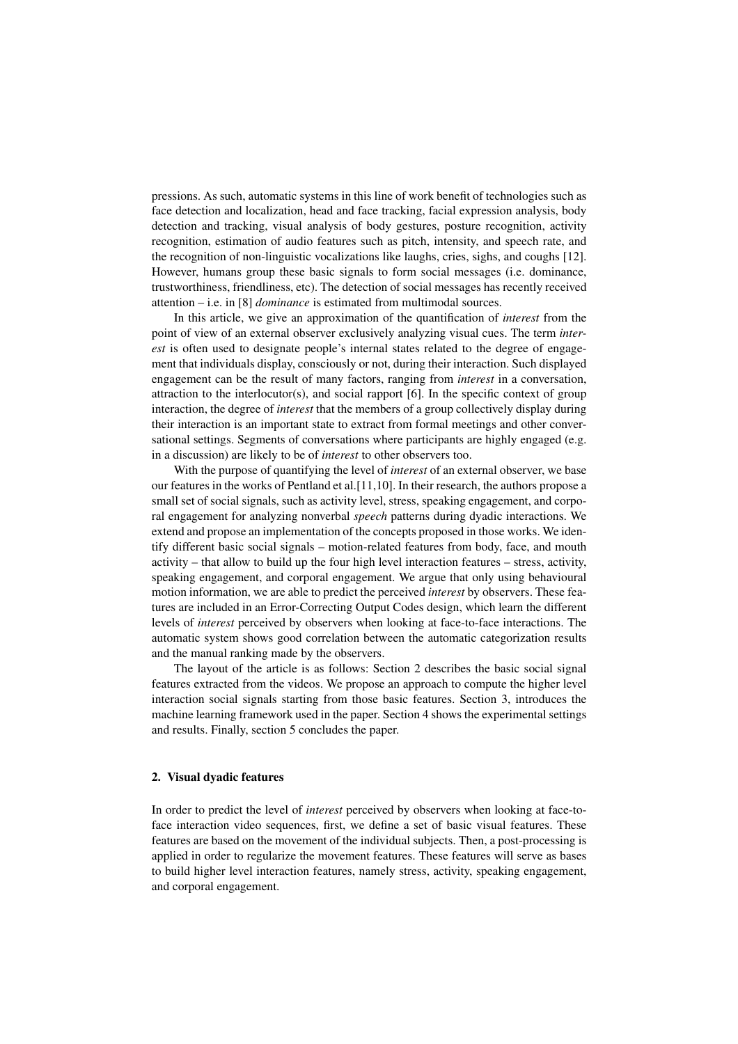pressions. As such, automatic systems in this line of work benefit of technologies such as face detection and localization, head and face tracking, facial expression analysis, body detection and tracking, visual analysis of body gestures, posture recognition, activity recognition, estimation of audio features such as pitch, intensity, and speech rate, and the recognition of non-linguistic vocalizations like laughs, cries, sighs, and coughs [12]. However, humans group these basic signals to form social messages (i.e. dominance, trustworthiness, friendliness, etc). The detection of social messages has recently received attention – i.e. in [8] *dominance* is estimated from multimodal sources.

In this article, we give an approximation of the quantification of *interest* from the point of view of an external observer exclusively analyzing visual cues. The term *interest* is often used to designate people's internal states related to the degree of engagement that individuals display, consciously or not, during their interaction. Such displayed engagement can be the result of many factors, ranging from *interest* in a conversation, attraction to the interlocutor(s), and social rapport [6]. In the specific context of group interaction, the degree of *interest* that the members of a group collectively display during their interaction is an important state to extract from formal meetings and other conversational settings. Segments of conversations where participants are highly engaged (e.g. in a discussion) are likely to be of *interest* to other observers too.

With the purpose of quantifying the level of *interest* of an external observer, we base our features in the works of Pentland et al.[11,10]. In their research, the authors propose a small set of social signals, such as activity level, stress, speaking engagement, and corporal engagement for analyzing nonverbal *speech* patterns during dyadic interactions. We extend and propose an implementation of the concepts proposed in those works. We identify different basic social signals – motion-related features from body, face, and mouth activity – that allow to build up the four high level interaction features – stress, activity, speaking engagement, and corporal engagement. We argue that only using behavioural motion information, we are able to predict the perceived *interest* by observers. These features are included in an Error-Correcting Output Codes design, which learn the different levels of *interest* perceived by observers when looking at face-to-face interactions. The automatic system shows good correlation between the automatic categorization results and the manual ranking made by the observers.

The layout of the article is as follows: Section 2 describes the basic social signal features extracted from the videos. We propose an approach to compute the higher level interaction social signals starting from those basic features. Section 3, introduces the machine learning framework used in the paper. Section 4 shows the experimental settings and results. Finally, section 5 concludes the paper.

## 2. Visual dyadic features

In order to predict the level of *interest* perceived by observers when looking at face-to-face interaction video sequences, first, we define a set of basic visual features. These features are based on the movement of the individual subjects. Then, a post-processing is applied in order to regularize the movement features. These features will serve as bases to build higher level interaction features, namely stress, activity, speaking engagement, and corporal engagement.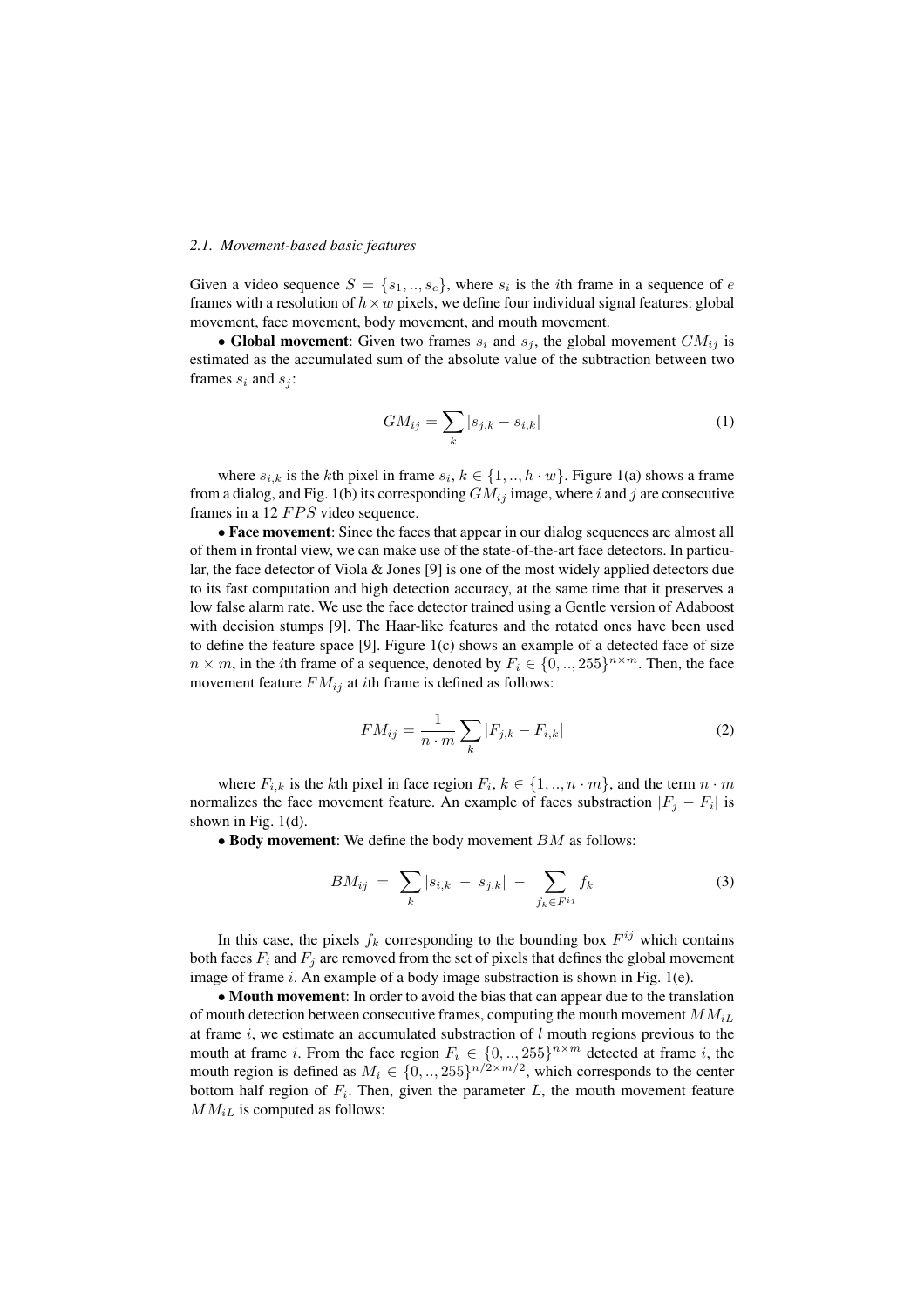### *2.1. Movement-based basic features*

Given a video sequence $S = \{s_1, .., s_e\}$, where $s_i$ is the $i$th frame in a sequence of $e$ frames with a resolution of $h \times w$ pixels, we define four individual signal features: global movement, face movement, body movement, and mouth movement.

• **Global movement**: Given two frames $s_i$ and $s_j$, the global movement $GM_{ij}$ is estimated as the accumulated sum of the absolute value of the subtraction between two frames $s_i$ and $s_j$:

$$GM_{ij} = \sum_k |s_{j,k} - s_{i,k}| \tag{1}$$

where $s_{i,k}$ is the $k$th pixel in frame $s_i$, $k \in \{1, .., h \cdot w\}$. Figure 1(a) shows a frame from a dialog, and Fig. 1(b) its corresponding $GM_{ij}$ image, where $i$ and $j$ are consecutive frames in a 12 $FPS$ video sequence.

• **Face movement**: Since the faces that appear in our dialog sequences are almost all of them in frontal view, we can make use of the state-of-the-art face detectors. In particular, the face detector of Viola & Jones [9] is one of the most widely applied detectors due to its fast computation and high detection accuracy, at the same time that it preserves a low false alarm rate. We use the face detector trained using a Gentle version of Adaboost with decision stumps [9]. The Haar-like features and the rotated ones have been used to define the feature space [9]. Figure 1(c) shows an example of a detected face of size $n \times m$, in the $i$th frame of a sequence, denoted by $F_i \in \{0, .., 255\}^{n \times m}$. Then, the face movement feature $FM_{ij}$ at $i$th frame is defined as follows:

$$FM_{ij} = \frac{1}{n \cdot m} \sum_k |F_{j,k} - F_{i,k}| \tag{2}$$

where $F_{i,k}$ is the $k$th pixel in face region $F_i$, $k \in \{1, .., n \cdot m\}$, and the term $n \cdot m$ normalizes the face movement feature. An example of faces substraction $|F_j - F_i|$ is shown in Fig. 1(d).

• **Body movement**: We define the body movement $BM$ as follows:

$$BM_{ij} = \sum_k |s_{i,k} - s_{j,k}| - \sum_{f_k \in F^{ij}} f_k \tag{3}$$

In this case, the pixels $f_k$ corresponding to the bounding box $F^{ij}$ which contains both faces $F_i$ and $F_j$ are removed from the set of pixels that defines the global movement image of frame $i$. An example of a body image substraction is shown in Fig. 1(e).

• **Mouth movement**: In order to avoid the bias that can appear due to the translation of mouth detection between consecutive frames, computing the mouth movement $MM_{iL}$ at frame $i$, we estimate an accumulated substraction of $l$ mouth regions previous to the mouth at frame $i$. From the face region $F_i \in \{0, .., 255\}^{n \times m}$ detected at frame $i$, the mouth region is defined as $M_i \in \{0, .., 255\}^{n/2 \times m/2}$, which corresponds to the center bottom half region of $F_i$. Then, given the parameter $L$, the mouth movement feature $MM_{iL}$ is computed as follows: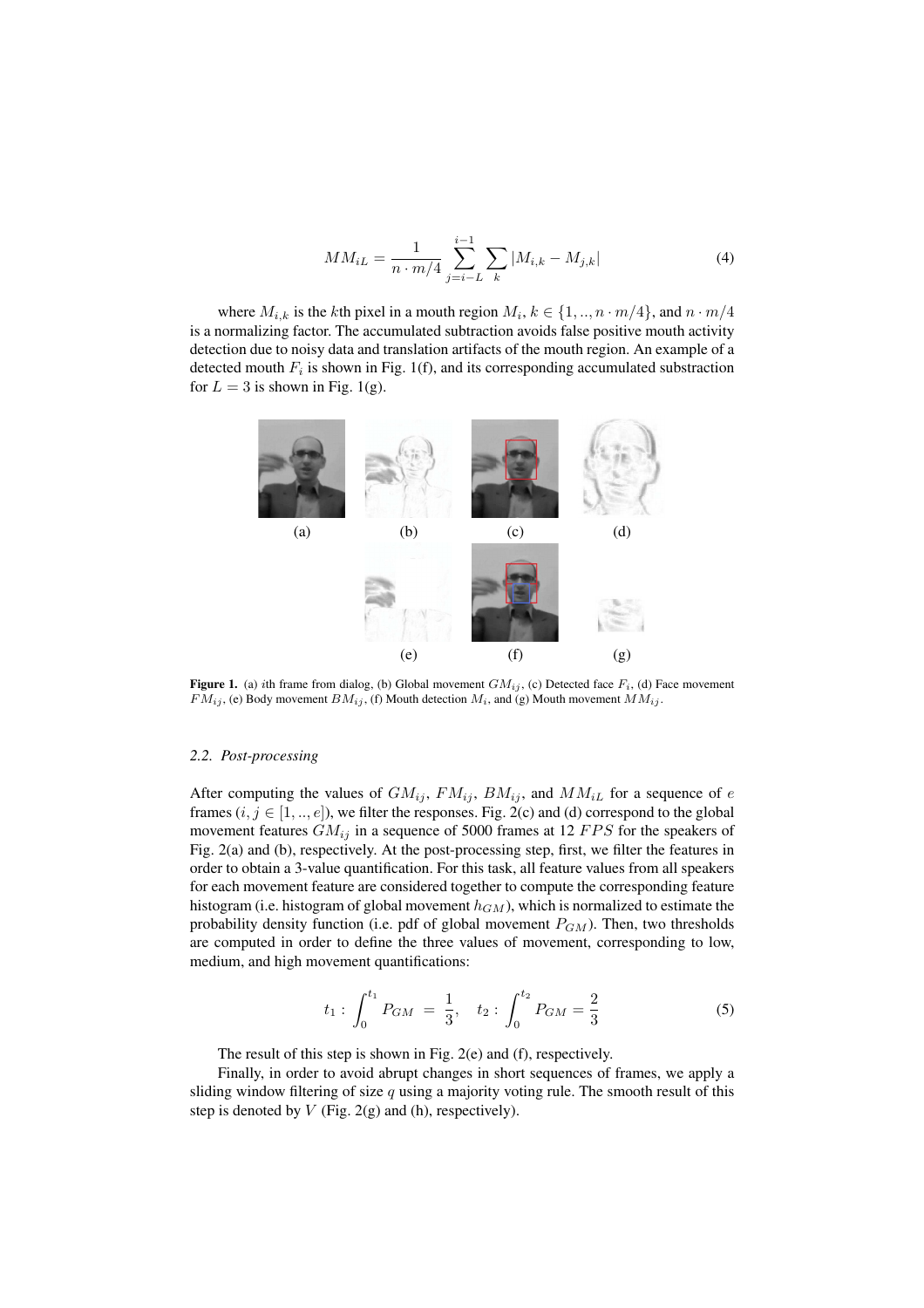$$MM_{iL} = \frac{1}{n \cdot m/4} \sum_{j=i-L}^{i-1} \sum_{k} |M_{i,k} - M_{j,k}| \tag{4}$$

where $M_{i,k}$ is the $k$th pixel in a mouth region $M_i$, $k \in \{1, .., n \cdot m/4\}$, and $n \cdot m/4$ is a normalizing factor. The accumulated subtraction avoids false positive mouth activity detection due to noisy data and translation artifacts of the mouth region. An example of a detected mouth $F_i$ is shown in Fig. 1(f), and its corresponding accumulated substraction for $L = 3$ is shown in Fig. 1(g).

**Figure 1.** (a) $i$th frame from dialog, (b) Global movement $GM_{ij}$, (c) Detected face $F_i$, (d) Face movement $FM_{ij}$, (e) Body movement $BM_{ij}$, (f) Mouth detection $M_i$, and (g) Mouth movement $MM_{ij}$.

### *2.2. Post-processing*

After computing the values of $GM_{ij}$, $FM_{ij}$, $BM_{ij}$, and $MM_{iL}$ for a sequence of $e$ frames ($i, j \in [1, .., e]$), we filter the responses. Fig. 2(c) and (d) correspond to the global movement features $GM_{ij}$ in a sequence of 5000 frames at 12 $FPS$ for the speakers of Fig. 2(a) and (b), respectively. At the post-processing step, first, we filter the features in order to obtain a 3-value quantification. For this task, all feature values from all speakers for each movement feature are considered together to compute the corresponding feature histogram (i.e. histogram of global movement $h_{GM}$), which is normalized to estimate the probability density function (i.e. pdf of global movement $P_{GM}$). Then, two thresholds are computed in order to define the three values of movement, corresponding to low, medium, and high movement quantifications:

$$t_1 : \int_0^{t_1} P_{GM} = \frac{1}{3}, \quad t_2 : \int_0^{t_2} P_{GM} = \frac{2}{3} \tag{5}$$

The result of this step is shown in Fig. 2(e) and (f), respectively.

Finally, in order to avoid abrupt changes in short sequences of frames, we apply a sliding window filtering of size $q$ using a majority voting rule. The smooth result of this step is denoted by $V$ (Fig. 2(g) and (h), respectively).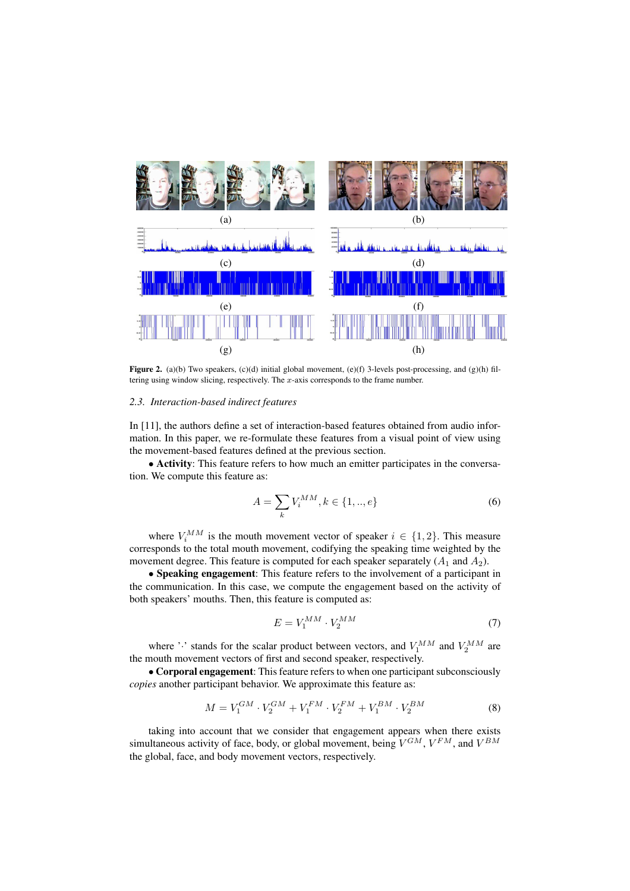**Figure 2.** (a)(b) Two speakers, (c)(d) initial global movement, (e)(f) 3-levels post-processing, and (g)(h) filtering using window slicing, respectively. The $x$-axis corresponds to the frame number.

### *2.3. Interaction-based indirect features*

In [11], the authors define a set of interaction-based features obtained from audio information. In this paper, we re-formulate these features from a visual point of view using the movement-based features defined at the previous section.

• **Activity**: This feature refers to how much an emitter participates in the conversation. We compute this feature as:

$$A = \sum_k V_i^{MM}, k \in \{1, .., e\} \tag{6}$$

where $V_i^{MM}$ is the mouth movement vector of speaker $i \in \{1, 2\}$. This measure corresponds to the total mouth movement, codifying the speaking time weighted by the movement degree. This feature is computed for each speaker separately ($A_1$ and $A_2$).

• **Speaking engagement**: This feature refers to the involvement of a participant in the communication. In this case, we compute the engagement based on the activity of both speakers' mouths. Then, this feature is computed as:

$$E = V_1^{MM} \cdot V_2^{MM} \tag{7}$$

where '$\cdot$' stands for the scalar product between vectors, and $V_1^{MM}$ and $V_2^{MM}$ are the mouth movement vectors of first and second speaker, respectively.

• **Corporal engagement**: This feature refers to when one participant subconsciously *copies* another participant behavior. We approximate this feature as:

$$M = V_1^{GM} \cdot V_2^{GM} + V_1^{FM} \cdot V_2^{FM} + V_1^{BM} \cdot V_2^{BM} \tag{8}$$

taking into account that we consider that engagement appears when there exists simultaneous activity of face, body, or global movement, being $V^{GM}$, $V^{FM}$, and $V^{BM}$ the global, face, and body movement vectors, respectively.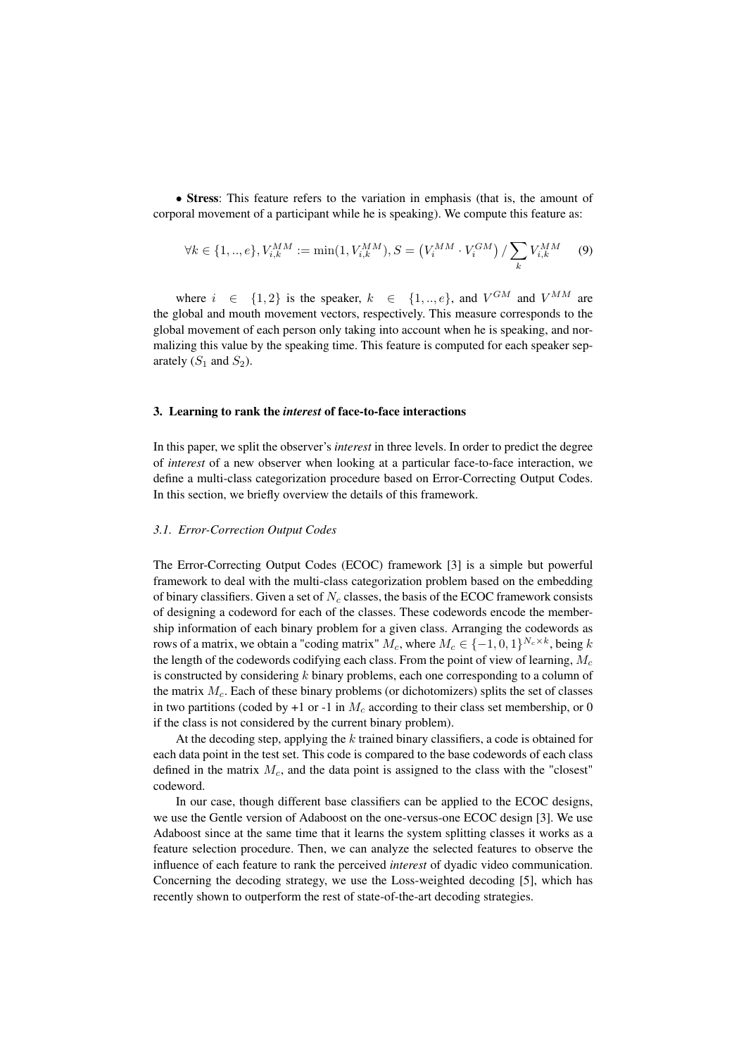• **Stress**: This feature refers to the variation in emphasis (that is, the amount of corporal movement of a participant while he is speaking). We compute this feature as:

$$\forall k \in \{1,..,e\}, V_{i,k}^{MM} := \min(1, V_{i,k}^{MM}), S = \left(V_i^{MM} \cdot V_i^{GM}\right) / \sum_k V_{i,k}^{MM} \quad (9)$$

where $i \in \{1,2\}$ is the speaker, $k \in \{1,..,e\}$, and $V^{GM}$ and $V^{MM}$ are the global and mouth movement vectors, respectively. This measure corresponds to the global movement of each person only taking into account when he is speaking, and normalizing this value by the speaking time. This feature is computed for each speaker separately ($S_1$ and $S_2$).

## 3. Learning to rank the *interest* of face-to-face interactions

In this paper, we split the observer's *interest* in three levels. In order to predict the degree of *interest* of a new observer when looking at a particular face-to-face interaction, we define a multi-class categorization procedure based on Error-Correcting Output Codes. In this section, we briefly overview the details of this framework.

### *3.1. Error-Correction Output Codes*

The Error-Correcting Output Codes (ECOC) framework [3] is a simple but powerful framework to deal with the multi-class categorization problem based on the embedding of binary classifiers. Given a set of $N_c$ classes, the basis of the ECOC framework consists of designing a codeword for each of the classes. These codewords encode the membership information of each binary problem for a given class. Arranging the codewords as rows of a matrix, we obtain a "coding matrix" $M_c$, where $M_c \in \{-1, 0, 1\}^{N_c \times k}$, being $k$ the length of the codewords codifying each class. From the point of view of learning, $M_c$ is constructed by considering $k$ binary problems, each one corresponding to a column of the matrix $M_c$. Each of these binary problems (or dichotomizers) splits the set of classes in two partitions (coded by +1 or -1 in $M_c$ according to their class set membership, or 0 if the class is not considered by the current binary problem).

At the decoding step, applying the $k$ trained binary classifiers, a code is obtained for each data point in the test set. This code is compared to the base codewords of each class defined in the matrix $M_c$, and the data point is assigned to the class with the "closest" codeword.

In our case, though different base classifiers can be applied to the ECOC designs, we use the Gentle version of Adaboost on the one-versus-one ECOC design [3]. We use Adaboost since at the same time that it learns the system splitting classes it works as a feature selection procedure. Then, we can analyze the selected features to observe the influence of each feature to rank the perceived *interest* of dyadic video communication. Concerning the decoding strategy, we use the Loss-weighted decoding [5], which has recently shown to outperform the rest of state-of-the-art decoding strategies.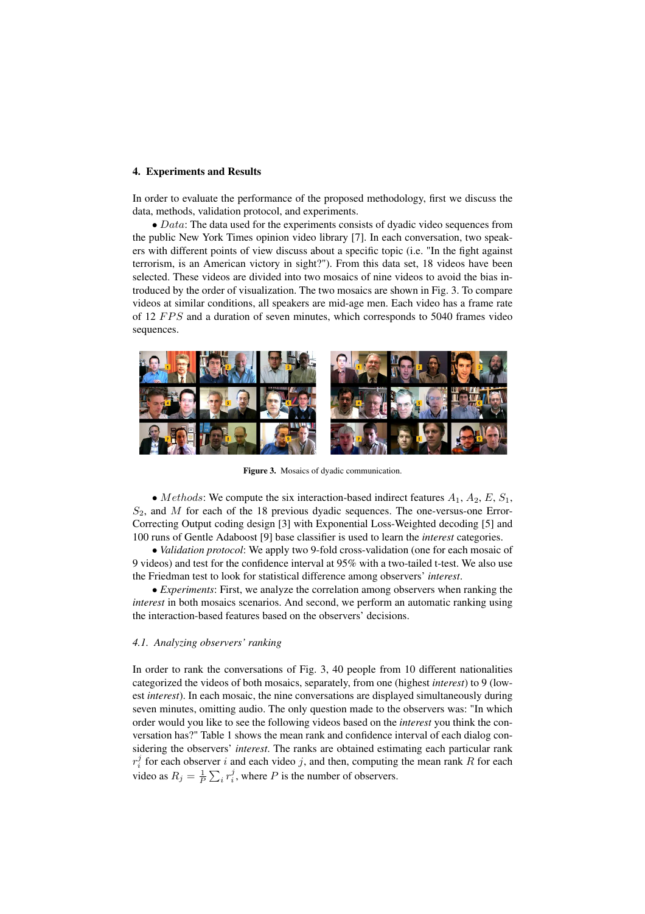## 4. Experiments and Results

In order to evaluate the performance of the proposed methodology, first we discuss the data, methods, validation protocol, and experiments.

• $Data$: The data used for the experiments consists of dyadic video sequences from the public New York Times opinion video library [7]. In each conversation, two speakers with different points of view discuss about a specific topic (i.e. "In the fight against terrorism, is an American victory in sight?"). From this data set, 18 videos have been selected. These videos are divided into two mosaics of nine videos to avoid the bias introduced by the order of visualization. The two mosaics are shown in Fig. 3. To compare videos at similar conditions, all speakers are mid-age men. Each video has a frame rate of 12 $FPS$ and a duration of seven minutes, which corresponds to 5040 frames video sequences.

**Figure 3.** Mosaics of dyadic communication.

• $Methods$: We compute the six interaction-based indirect features $A_1$, $A_2$, $E$, $S_1$, $S_2$, and $M$ for each of the 18 previous dyadic sequences. The one-versus-one Error-Correcting Output coding design [3] with Exponential Loss-Weighted decoding [5] and 100 runs of Gentle Adaboost [9] base classifier is used to learn the *interest* categories.

• *Validation protocol*: We apply two 9-fold cross-validation (one for each mosaic of 9 videos) and test for the confidence interval at 95% with a two-tailed t-test. We also use the Friedman test to look for statistical difference among observers' *interest*.

• *Experiments*: First, we analyze the correlation among observers when ranking the *interest* in both mosaics scenarios. And second, we perform an automatic ranking using the interaction-based features based on the observers' decisions.

### 4.1. Analyzing observers' ranking

In order to rank the conversations of Fig. 3, 40 people from 10 different nationalities categorized the videos of both mosaics, separately, from one (highest *interest*) to 9 (lowest *interest*). In each mosaic, the nine conversations are displayed simultaneously during seven minutes, omitting audio. The only question made to the observers was: "In which order would you like to see the following videos based on the *interest* you think the conversation has?" Table 1 shows the mean rank and confidence interval of each dialog considering the observers' *interest*. The ranks are obtained estimating each particular rank $r_i^j$ for each observer $i$ and each video $j$, and then, computing the mean rank $R$ for each video as $R_j = \frac{1}{P}\sum_i r_i^j$, where $P$ is the number of observers.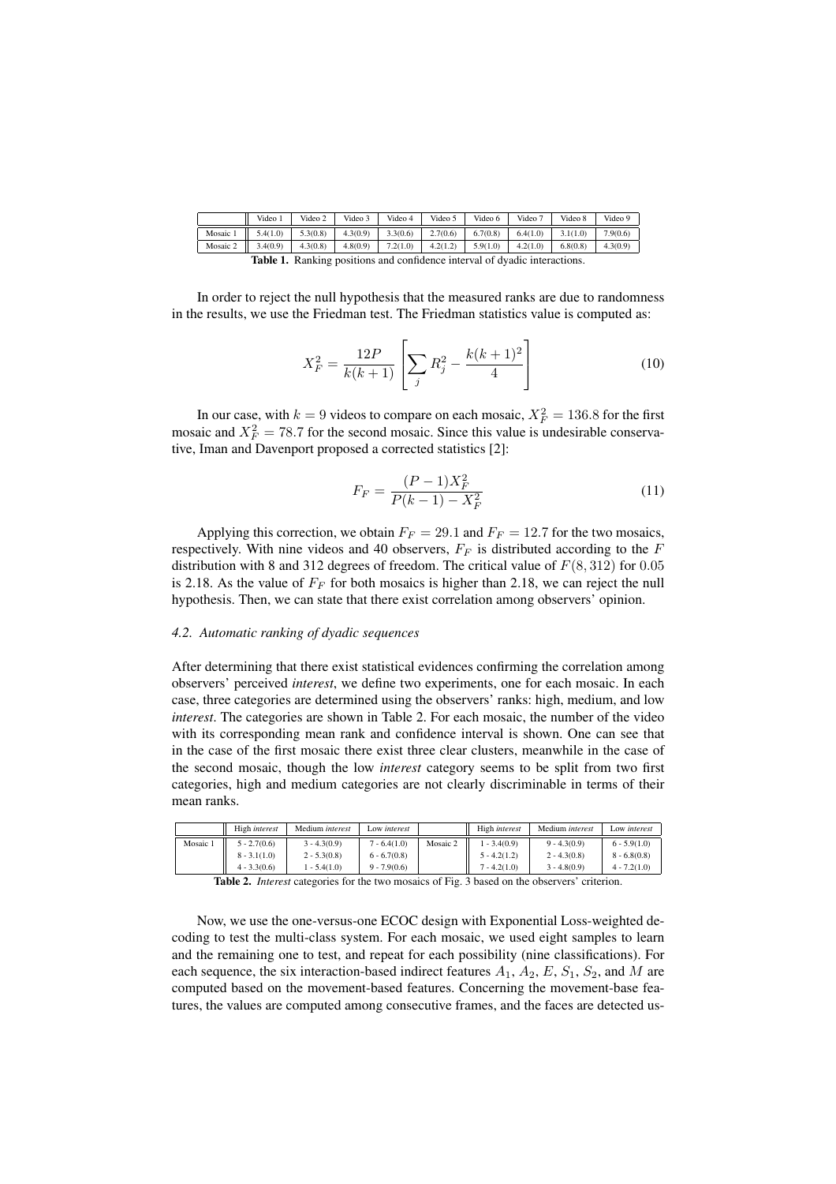|  | Video 1 | Video 2 | Video 3 | Video 4 | Video 5 | Video 6 | Video 7 | Video 8 | Video 9 |
|---|---|---|---|---|---|---|---|---|---|
| Mosaic 1 | 5.4(1.0) | 5.3(0.8) | 4.3(0.9) | 3.3(0.6) | 2.7(0.6) | 6.7(0.8) | 6.4(1.0) | 3.1(1.0) | 7.9(0.6) |
| Mosaic 2 | 3.4(0.9) | 4.3(0.8) | 4.8(0.9) | 7.2(1.0) | 4.2(1.2) | 5.9(1.0) | 4.2(1.0) | 6.8(0.8) | 4.3(0.9) |

**Table 1.** Ranking positions and confidence interval of dyadic interactions.

In order to reject the null hypothesis that the measured ranks are due to randomness in the results, we use the Friedman test. The Friedman statistics value is computed as:

$$X_F^2 = \frac{12P}{k(k+1)}\left[\sum_j R_j^2 - \frac{k(k+1)^2}{4}\right] \tag{10}$$

In our case, with $k = 9$ videos to compare on each mosaic, $X_F^2 = 136.8$ for the first mosaic and $X_F^2 = 78.7$ for the second mosaic. Since this value is undesirable conservative, Iman and Davenport proposed a corrected statistics [2]:

$$F_F = \frac{(P-1)X_F^2}{P(k-1) - X_F^2} \tag{11}$$

Applying this correction, we obtain $F_F = 29.1$ and $F_F = 12.7$ for the two mosaics, respectively. With nine videos and 40 observers, $F_F$ is distributed according to the $F$ distribution with 8 and 312 degrees of freedom. The critical value of $F(8, 312)$ for $0.05$ is 2.18. As the value of $F_F$ for both mosaics is higher than 2.18, we can reject the null hypothesis. Then, we can state that there exist correlation among observers' opinion.

### *4.2. Automatic ranking of dyadic sequences*

After determining that there exist statistical evidences confirming the correlation among observers' perceived *interest*, we define two experiments, one for each mosaic. In each case, three categories are determined using the observers' ranks: high, medium, and low *interest*. The categories are shown in Table 2. For each mosaic, the number of the video with its corresponding mean rank and confidence interval is shown. One can see that in the case of the first mosaic there exist three clear clusters, meanwhile in the case of the second mosaic, though the low *interest* category seems to be split from two first categories, high and medium categories are not clearly discriminable in terms of their mean ranks.

|  | High *interest* | Medium *interest* | Low *interest* |  | High *interest* | Medium *interest* | Low *interest* |
|---|---|---|---|---|---|---|---|
| Mosaic 1 | 5 - 2.7(0.6) | 3 - 4.3(0.9) | 7 - 6.4(1.0) | Mosaic 2 | 1 - 3.4(0.9) | 9 - 4.3(0.9) | 6 - 5.9(1.0) |
|  | 8 - 3.1(1.0) | 2 - 5.3(0.8) | 6 - 6.7(0.8) |  | 5 - 4.2(1.2) | 2 - 4.3(0.8) | 8 - 6.8(0.8) |
|  | 4 - 3.3(0.6) | 1 - 5.4(1.0) | 9 - 7.9(0.6) |  | 7 - 4.2(1.0) | 3 - 4.8(0.9) | 4 - 7.2(1.0) |

**Table 2.** *Interest* categories for the two mosaics of Fig. 3 based on the observers' criterion.

Now, we use the one-versus-one ECOC design with Exponential Loss-weighted decoding to test the multi-class system. For each mosaic, we used eight samples to learn and the remaining one to test, and repeat for each possibility (nine classifications). For each sequence, the six interaction-based indirect features $A_1$, $A_2$, $E$, $S_1$, $S_2$, and $M$ are computed based on the movement-based features. Concerning the movement-base features, the values are computed among consecutive frames, and the faces are detected us-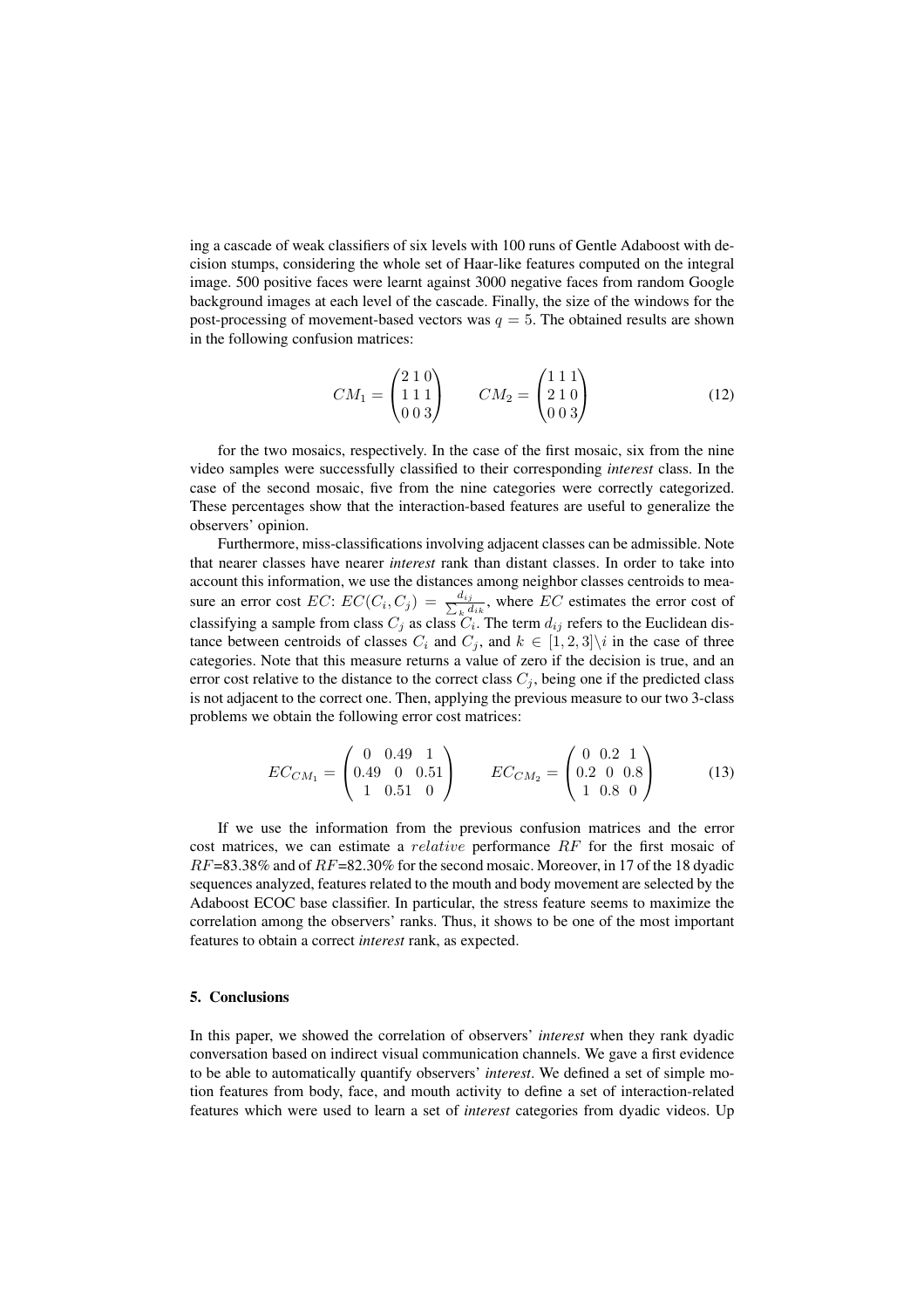ing a cascade of weak classifiers of six levels with 100 runs of Gentle Adaboost with decision stumps, considering the whole set of Haar-like features computed on the integral image. 500 positive faces were learnt against 3000 negative faces from random Google background images at each level of the cascade. Finally, the size of the windows for the post-processing of movement-based vectors was $q = 5$. The obtained results are shown in the following confusion matrices:

$$CM_1 = \begin{pmatrix} 2 & 1 & 0 \\ 1 & 1 & 1 \\ 0 & 0 & 3 \end{pmatrix} \qquad CM_2 = \begin{pmatrix} 1 & 1 & 1 \\ 2 & 1 & 0 \\ 0 & 0 & 3 \end{pmatrix} \tag{12}$$

for the two mosaics, respectively. In the case of the first mosaic, six from the nine video samples were successfully classified to their corresponding *interest* class. In the case of the second mosaic, five from the nine categories were correctly categorized. These percentages show that the interaction-based features are useful to generalize the observers' opinion.

Furthermore, miss-classifications involving adjacent classes can be admissible. Note that nearer classes have nearer *interest* rank than distant classes. In order to take into account this information, we use the distances among neighbor classes centroids to measure an error cost $EC$: $EC(C_i, C_j) = \frac{d_{ij}}{\sum_k d_{ik}}$, where $EC$ estimates the error cost of classifying a sample from class $C_j$ as class $C_i$. The term $d_{ij}$ refers to the Euclidean distance between centroids of classes $C_i$ and $C_j$, and $k \in [1, 2, 3] \backslash i$ in the case of three categories. Note that this measure returns a value of zero if the decision is true, and an error cost relative to the distance to the correct class $C_j$, being one if the predicted class is not adjacent to the correct one. Then, applying the previous measure to our two 3-class problems we obtain the following error cost matrices:

$$EC_{CM_1} = \begin{pmatrix} 0 & 0.49 & 1 \\ 0.49 & 0 & 0.51 \\ 1 & 0.51 & 0 \end{pmatrix} \qquad EC_{CM_2} = \begin{pmatrix} 0 & 0.2 & 1 \\ 0.2 & 0 & 0.8 \\ 1 & 0.8 & 0 \end{pmatrix} \tag{13}$$

If we use the information from the previous confusion matrices and the error cost matrices, we can estimate a $relative$ performance $RF$ for the first mosaic of $RF$=83.38% and of $RF$=82.30% for the second mosaic. Moreover, in 17 of the 18 dyadic sequences analyzed, features related to the mouth and body movement are selected by the Adaboost ECOC base classifier. In particular, the stress feature seems to maximize the correlation among the observers' ranks. Thus, it shows to be one of the most important features to obtain a correct *interest* rank, as expected.

## 5. Conclusions

In this paper, we showed the correlation of observers' *interest* when they rank dyadic conversation based on indirect visual communication channels. We gave a first evidence to be able to automatically quantify observers' *interest*. We defined a set of simple motion features from body, face, and mouth activity to define a set of interaction-related features which were used to learn a set of *interest* categories from dyadic videos. Up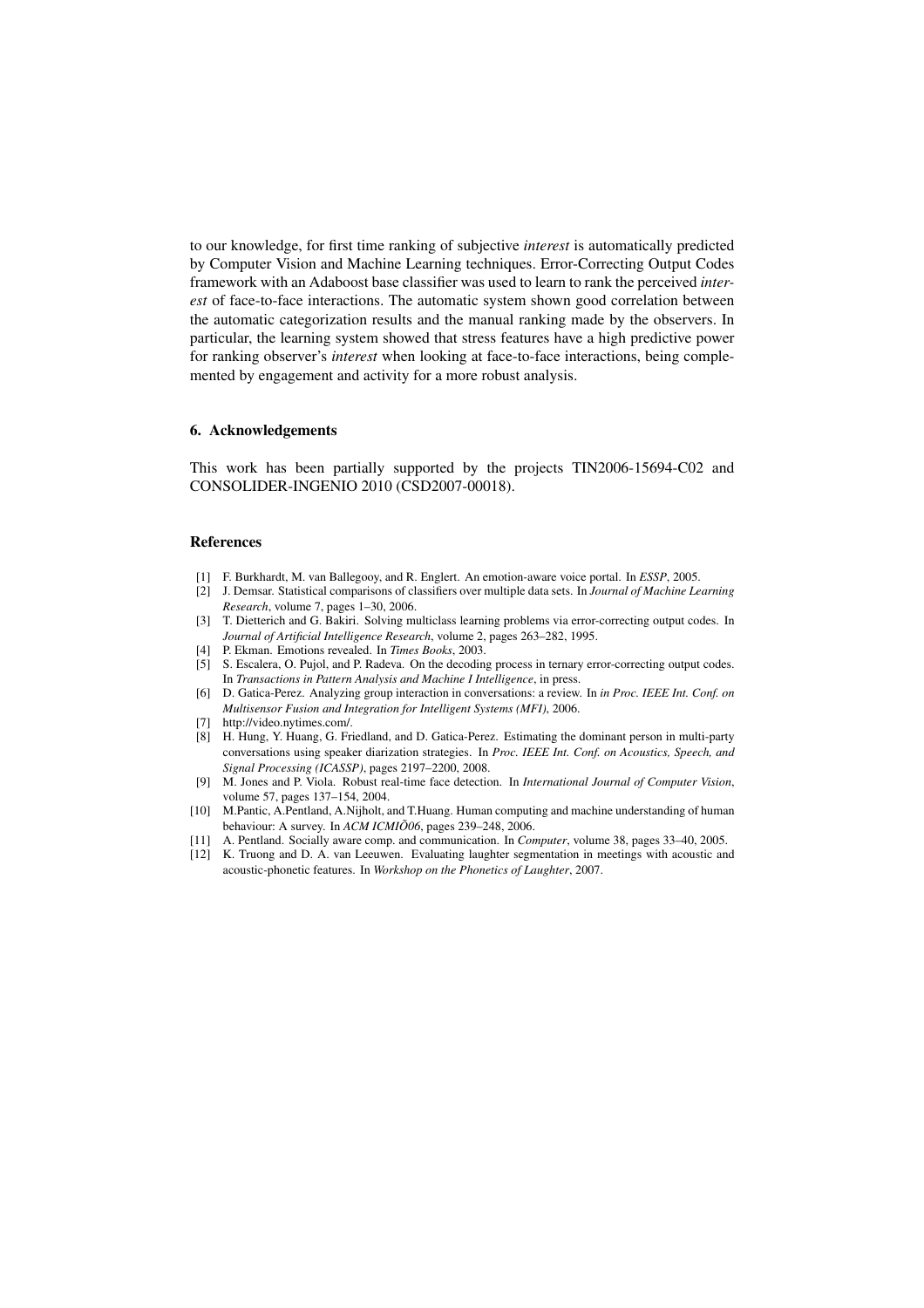to our knowledge, for first time ranking of subjective *interest* is automatically predicted by Computer Vision and Machine Learning techniques. Error-Correcting Output Codes framework with an Adaboost base classifier was used to learn to rank the perceived *interest* of face-to-face interactions. The automatic system shown good correlation between the automatic categorization results and the manual ranking made by the observers. In particular, the learning system showed that stress features have a high predictive power for ranking observer's *interest* when looking at face-to-face interactions, being complemented by engagement and activity for a more robust analysis.

## 6. Acknowledgements

This work has been partially supported by the projects TIN2006-15694-C02 and CONSOLIDER-INGENIO 2010 (CSD2007-00018).

## References

[1] F. Burkhardt, M. van Ballegooy, and R. Englert. An emotion-aware voice portal. In *ESSP*, 2005.

[2] J. Demsar. Statistical comparisons of classifiers over multiple data sets. In *Journal of Machine Learning Research*, volume 7, pages 1–30, 2006.

[3] T. Dietterich and G. Bakiri. Solving multiclass learning problems via error-correcting output codes. In *Journal of Artificial Intelligence Research*, volume 2, pages 263–282, 1995.

[4] P. Ekman. Emotions revealed. In *Times Books*, 2003.

[5] S. Escalera, O. Pujol, and P. Radeva. On the decoding process in ternary error-correcting output codes. In *Transactions in Pattern Analysis and Machine I Intelligence*, in press.

[6] D. Gatica-Perez. Analyzing group interaction in conversations: a review. In *in Proc. IEEE Int. Conf. on Multisensor Fusion and Integration for Intelligent Systems (MFI)*, 2006.

[7] http://video.nytimes.com/.

[8] H. Hung, Y. Huang, G. Friedland, and D. Gatica-Perez. Estimating the dominant person in multi-party conversations using speaker diarization strategies. In *Proc. IEEE Int. Conf. on Acoustics, Speech, and Signal Processing (ICASSP)*, pages 2197–2200, 2008.

[9] M. Jones and P. Viola. Robust real-time face detection. In *International Journal of Computer Vision*, volume 57, pages 137–154, 2004.

[10] M.Pantic, A.Pentland, A.Nijholt, and T.Huang. Human computing and machine understanding of human behaviour: A survey. In *ACM ICMIÕ06*, pages 239–248, 2006.

[11] A. Pentland. Socially aware comp. and communication. In *Computer*, volume 38, pages 33–40, 2005.

[12] K. Truong and D. A. van Leeuwen. Evaluating laughter segmentation in meetings with acoustic and acoustic-phonetic features. In *Workshop on the Phonetics of Laughter*, 2007.